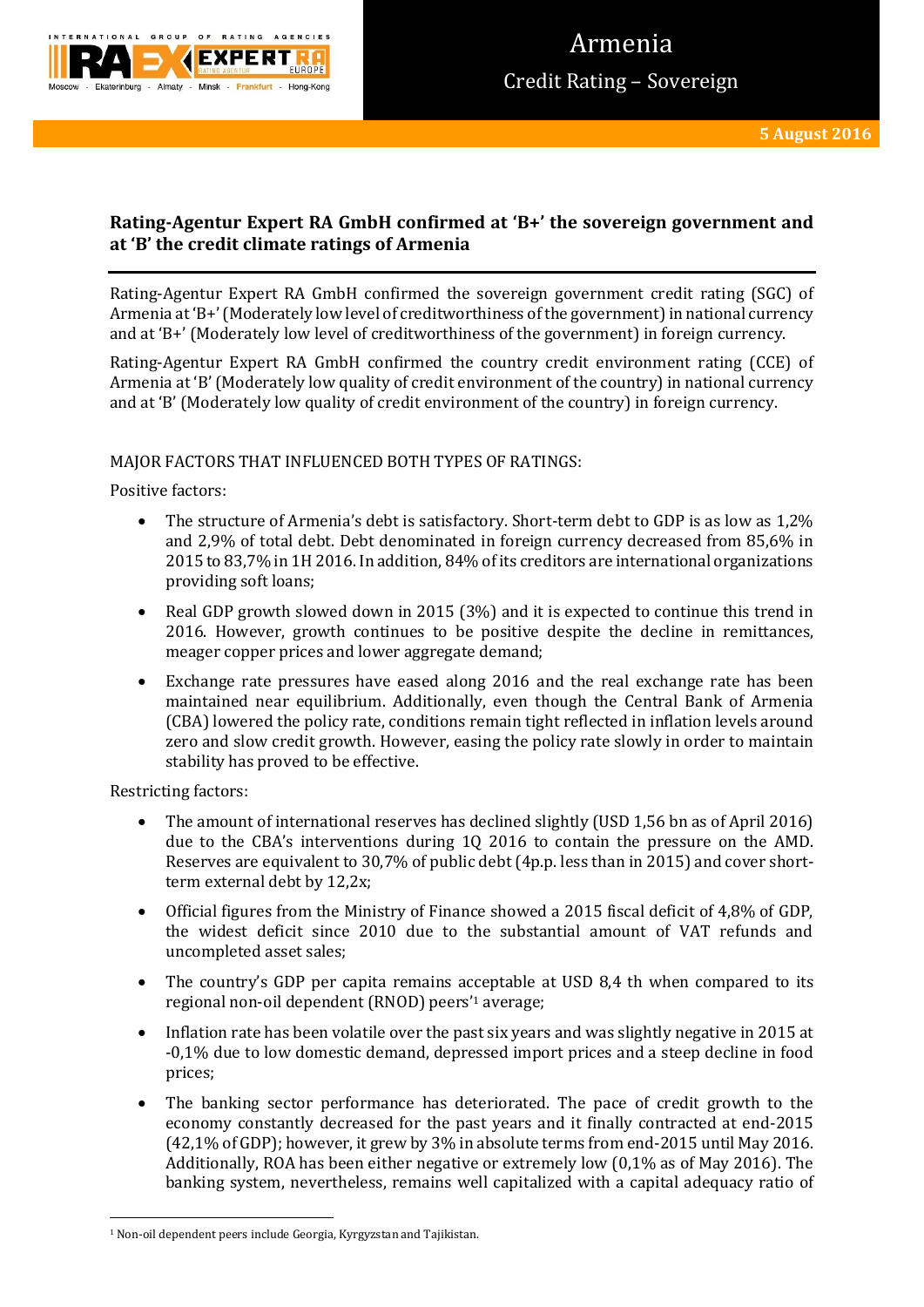# Armenia

## Credit Rating – Sovereign

**5 August 2016**

### Rating-Agentur Expert RA GmbH confirmed at 'B+' the sovereign government and at 'B' the credit climate ratings of Armenia

Rating-Agentur Expert RA GmbH confirmed the sovereign government credit rating (SGC) of Armenia at 'B+' (Moderately low level of creditworthiness of the government) in national currency and at 'B+' (Moderately low level of creditworthiness of the government) in foreign currency.

Rating-Agentur Expert RA GmbH confirmed the country credit environment rating (CCE) of Armenia at 'B' (Moderately low quality of credit environment of the country) in national currency and at 'B' (Moderately low quality of credit environment of the country) in foreign currency.

MAJOR FACTORS THAT INFLUENCED BOTH TYPES OF RATINGS:

Positive factors:

- The structure of Armenia's debt is satisfactory. Short-term debt to GDP is as low as 1,2% and 2,9% of total debt. Debt denominated in foreign currency decreased from 85,6% in 2015 to 83,7% in 1H 2016. In addition, 84% of its creditors are international organizations providing soft loans;
- Real GDP growth slowed down in 2015 (3%) and it is expected to continue this trend in 2016. However, growth continues to be positive despite the decline in remittances, meager copper prices and lower aggregate demand;
- Exchange rate pressures have eased along 2016 and the real exchange rate has been maintained near equilibrium. Additionally, even though the Central Bank of Armenia (CBA) lowered the policy rate, conditions remain tight reflected in inflation levels around zero and slow credit growth. However, easing the policy rate slowly in order to maintain stability has proved to be effective.

Restricting factors:

- The amount of international reserves has declined slightly (USD 1,56 bn as of April 2016) due to the CBA's interventions during 1Q 2016 to contain the pressure on the AMD. Reserves are equivalent to 30,7% of public debt (4p.p. less than in 2015) and cover short-term external debt by 12,2x;
- Official figures from the Ministry of Finance showed a 2015 fiscal deficit of 4,8% of GDP, the widest deficit since 2010 due to the substantial amount of VAT refunds and uncompleted asset sales;
- The country's GDP per capita remains acceptable at USD 8,4 th when compared to its regional non-oil dependent (RNOD) peers'[1] average;
- Inflation rate has been volatile over the past six years and was slightly negative in 2015 at -0,1% due to low domestic demand, depressed import prices and a steep decline in food prices;
- The banking sector performance has deteriorated. The pace of credit growth to the economy constantly decreased for the past years and it finally contracted at end-2015 (42,1% of GDP); however, it grew by 3% in absolute terms from end-2015 until May 2016. Additionally, ROA has been either negative or extremely low (0,1% as of May 2016). The banking system, nevertheless, remains well capitalized with a capital adequacy ratio of

[1] Non-oil dependent peers include Georgia, Kyrgyzstan and Tajikistan.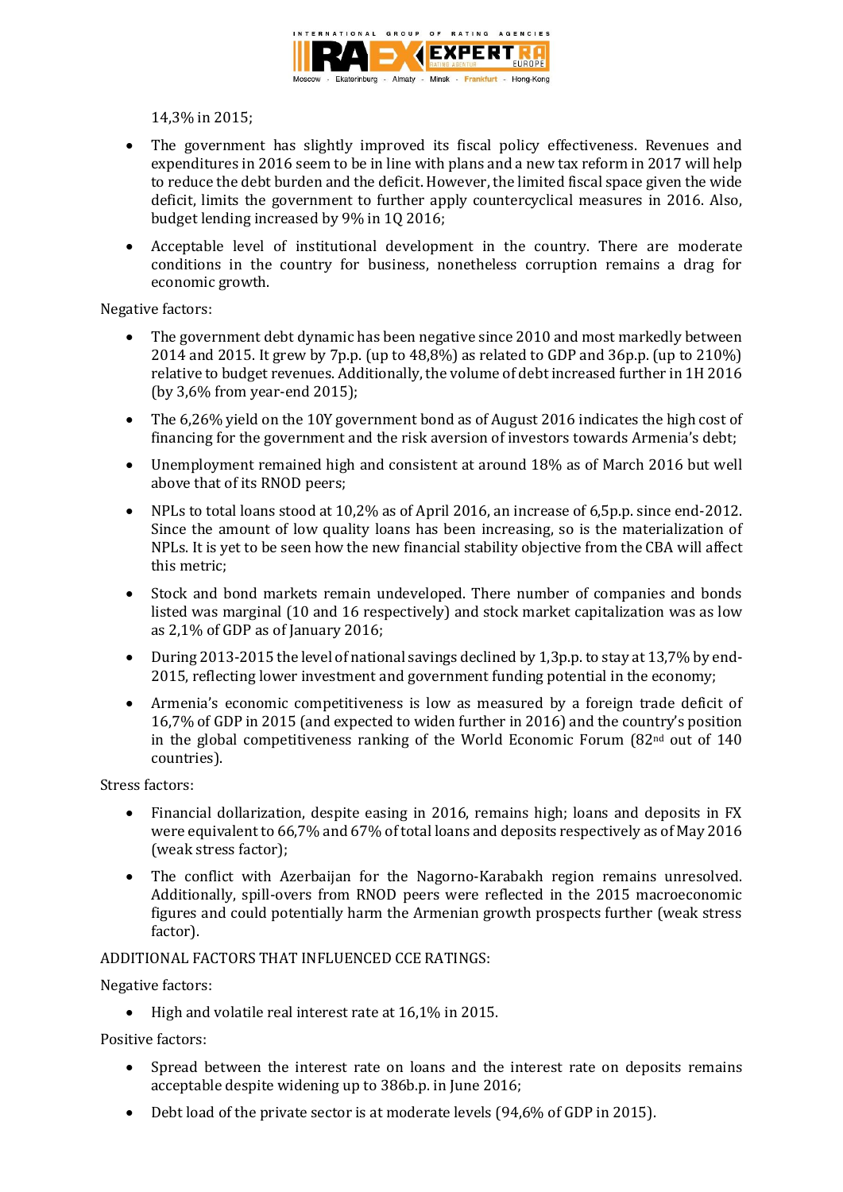14,3% in 2015;

- The government has slightly improved its fiscal policy effectiveness. Revenues and expenditures in 2016 seem to be in line with plans and a new tax reform in 2017 will help to reduce the debt burden and the deficit. However, the limited fiscal space given the wide deficit, limits the government to further apply countercyclical measures in 2016. Also, budget lending increased by 9% in 1Q 2016;
- Acceptable level of institutional development in the country. There are moderate conditions in the country for business, nonetheless corruption remains a drag for economic growth.

Negative factors:

- The government debt dynamic has been negative since 2010 and most markedly between 2014 and 2015. It grew by 7p.p. (up to 48,8%) as related to GDP and 36p.p. (up to 210%) relative to budget revenues. Additionally, the volume of debt increased further in 1H 2016 (by 3,6% from year-end 2015);
- The 6,26% yield on the 10Y government bond as of August 2016 indicates the high cost of financing for the government and the risk aversion of investors towards Armenia's debt;
- Unemployment remained high and consistent at around 18% as of March 2016 but well above that of its RNOD peers;
- NPLs to total loans stood at 10,2% as of April 2016, an increase of 6,5p.p. since end-2012. Since the amount of low quality loans has been increasing, so is the materialization of NPLs. It is yet to be seen how the new financial stability objective from the CBA will affect this metric;
- Stock and bond markets remain undeveloped. There number of companies and bonds listed was marginal (10 and 16 respectively) and stock market capitalization was as low as 2,1% of GDP as of January 2016;
- During 2013-2015 the level of national savings declined by 1,3p.p. to stay at 13,7% by end-2015, reflecting lower investment and government funding potential in the economy;
- Armenia's economic competitiveness is low as measured by a foreign trade deficit of 16,7% of GDP in 2015 (and expected to widen further in 2016) and the country's position in the global competitiveness ranking of the World Economic Forum (82nd out of 140 countries).

Stress factors:

- Financial dollarization, despite easing in 2016, remains high; loans and deposits in FX were equivalent to 66,7% and 67% of total loans and deposits respectively as of May 2016 (weak stress factor);
- The conflict with Azerbaijan for the Nagorno-Karabakh region remains unresolved. Additionally, spill-overs from RNOD peers were reflected in the 2015 macroeconomic figures and could potentially harm the Armenian growth prospects further (weak stress factor).

ADDITIONAL FACTORS THAT INFLUENCED CCE RATINGS:

Negative factors:

- High and volatile real interest rate at 16,1% in 2015.

Positive factors:

- Spread between the interest rate on loans and the interest rate on deposits remains acceptable despite widening up to 386b.p. in June 2016;
- Debt load of the private sector is at moderate levels (94,6% of GDP in 2015).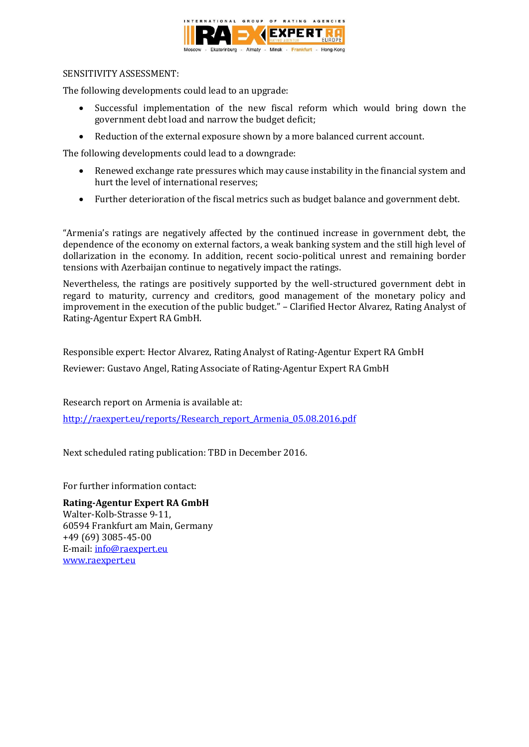SENSITIVITY ASSESSMENT:

The following developments could lead to an upgrade:

- Successful implementation of the new fiscal reform which would bring down the government debt load and narrow the budget deficit;
- Reduction of the external exposure shown by a more balanced current account.

The following developments could lead to a downgrade:

- Renewed exchange rate pressures which may cause instability in the financial system and hurt the level of international reserves;
- Further deterioration of the fiscal metrics such as budget balance and government debt.

"Armenia's ratings are negatively affected by the continued increase in government debt, the dependence of the economy on external factors, a weak banking system and the still high level of dollarization in the economy. In addition, recent socio-political unrest and remaining border tensions with Azerbaijan continue to negatively impact the ratings.

Nevertheless, the ratings are positively supported by the well-structured government debt in regard to maturity, currency and creditors, good management of the monetary policy and improvement in the execution of the public budget." – Clarified Hector Alvarez, Rating Analyst of Rating-Agentur Expert RA GmbH.

Responsible expert: Hector Alvarez, Rating Analyst of Rating-Agentur Expert RA GmbH

Reviewer: Gustavo Angel, Rating Associate of Rating-Agentur Expert RA GmbH

Research report on Armenia is available at:

http://raexpert.eu/reports/Research_report_Armenia_05.08.2016.pdf

Next scheduled rating publication: TBD in December 2016.

For further information contact:

**Rating-Agentur Expert RA GmbH**
Walter-Kolb-Strasse 9-11,
60594 Frankfurt am Main, Germany
+49 (69) 3085-45-00
E-mail: info@raexpert.eu
www.raexpert.eu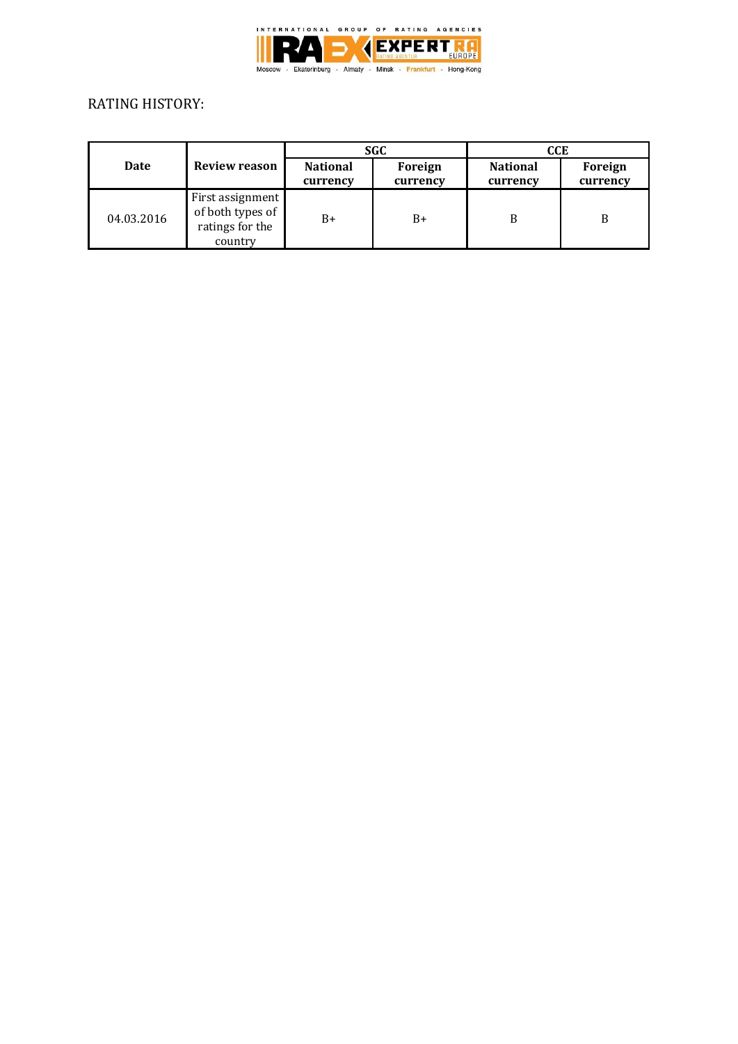RATING HISTORY:

| Date | Review reason | SGC | | CCE | |
|---|---|---|---|---|---|
| | | National currency | Foreign currency | National currency | Foreign currency |
| 04.03.2016 | First assignment of both types of ratings for the country | B+ | B+ | B | B |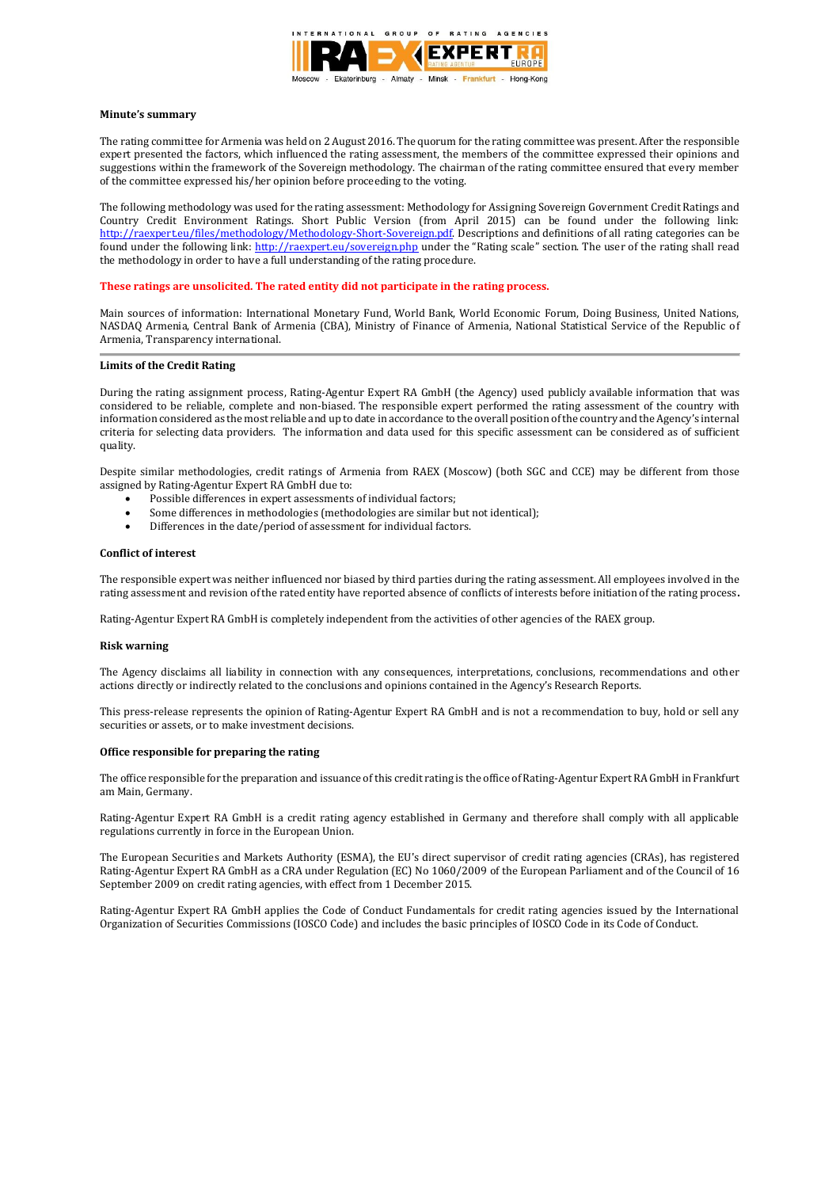**Minute's summary**

The rating committee for Armenia was held on 2 August 2016. The quorum for the rating committee was present. After the responsible expert presented the factors, which influenced the rating assessment, the members of the committee expressed their opinions and suggestions within the framework of the Sovereign methodology. The chairman of the rating committee ensured that every member of the committee expressed his/her opinion before proceeding to the voting.

The following methodology was used for the rating assessment: Methodology for Assigning Sovereign Government Credit Ratings and Country Credit Environment Ratings. Short Public Version (from April 2015) can be found under the following link: http://raexpert.eu/files/methodology/Methodology-Short-Sovereign.pdf. Descriptions and definitions of all rating categories can be found under the following link: http://raexpert.eu/sovereign.php under the "Rating scale" section. The user of the rating shall read the methodology in order to have a full understanding of the rating procedure.

**These ratings are unsolicited. The rated entity did not participate in the rating process.**

Main sources of information: International Monetary Fund, World Bank, World Economic Forum, Doing Business, United Nations, NASDAQ Armenia, Central Bank of Armenia (CBA), Ministry of Finance of Armenia, National Statistical Service of the Republic of Armenia, Transparency international.

**Limits of the Credit Rating**

During the rating assignment process, Rating-Agentur Expert RA GmbH (the Agency) used publicly available information that was considered to be reliable, complete and non-biased. The responsible expert performed the rating assessment of the country with information considered as the most reliable and up to date in accordance to the overall position of the country and the Agency's internal criteria for selecting data providers. The information and data used for this specific assessment can be considered as of sufficient quality.

Despite similar methodologies, credit ratings of Armenia from RAEX (Moscow) (both SGC and CCE) may be different from those assigned by Rating-Agentur Expert RA GmbH due to:

- Possible differences in expert assessments of individual factors;
- Some differences in methodologies (methodologies are similar but not identical);
- Differences in the date/period of assessment for individual factors.

**Conflict of interest**

The responsible expert was neither influenced nor biased by third parties during the rating assessment. All employees involved in the rating assessment and revision of the rated entity have reported absence of conflicts of interests before initiation of the rating process.

Rating-Agentur Expert RA GmbH is completely independent from the activities of other agencies of the RAEX group.

**Risk warning**

The Agency disclaims all liability in connection with any consequences, interpretations, conclusions, recommendations and other actions directly or indirectly related to the conclusions and opinions contained in the Agency's Research Reports.

This press-release represents the opinion of Rating-Agentur Expert RA GmbH and is not a recommendation to buy, hold or sell any securities or assets, or to make investment decisions.

**Office responsible for preparing the rating**

The office responsible for the preparation and issuance of this credit rating is the office of Rating-Agentur Expert RA GmbH in Frankfurt am Main, Germany.

Rating-Agentur Expert RA GmbH is a credit rating agency established in Germany and therefore shall comply with all applicable regulations currently in force in the European Union.

The European Securities and Markets Authority (ESMA), the EU's direct supervisor of credit rating agencies (CRAs), has registered Rating-Agentur Expert RA GmbH as a CRA under Regulation (EC) No 1060/2009 of the European Parliament and of the Council of 16 September 2009 on credit rating agencies, with effect from 1 December 2015.

Rating-Agentur Expert RA GmbH applies the Code of Conduct Fundamentals for credit rating agencies issued by the International Organization of Securities Commissions (IOSCO Code) and includes the basic principles of IOSCO Code in its Code of Conduct.